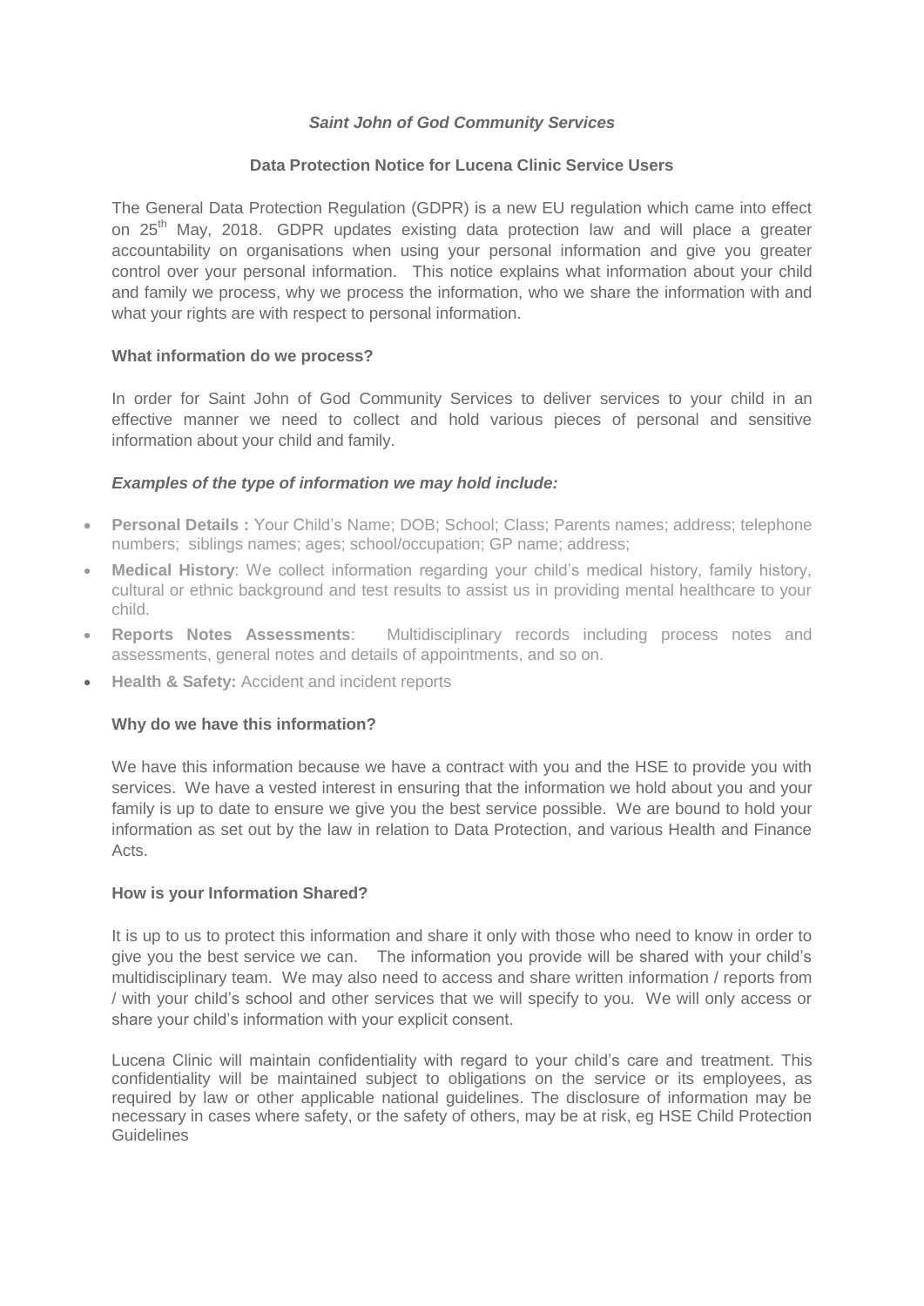***Saint John of God Community Services***

**Data Protection Notice for Lucena Clinic Service Users**

The General Data Protection Regulation (GDPR) is a new EU regulation which came into effect on 25th May, 2018. GDPR updates existing data protection law and will place a greater accountability on organisations when using your personal information and give you greater control over your personal information. This notice explains what information about your child and family we process, why we process the information, who we share the information with and what your rights are with respect to personal information.

**What information do we process?**

In order for Saint John of God Community Services to deliver services to your child in an effective manner we need to collect and hold various pieces of personal and sensitive information about your child and family.

***Examples of the type of information we may hold include:***

- **Personal Details :** Your Child's Name; DOB; School; Class; Parents names; address; telephone numbers; siblings names; ages; school/occupation; GP name; address;
- **Medical History**: We collect information regarding your child's medical history, family history, cultural or ethnic background and test results to assist us in providing mental healthcare to your child.
- **Reports Notes Assessments**: Multidisciplinary records including process notes and assessments, general notes and details of appointments, and so on.
- **Health & Safety:** Accident and incident reports

**Why do we have this information?**

We have this information because we have a contract with you and the HSE to provide you with services. We have a vested interest in ensuring that the information we hold about you and your family is up to date to ensure we give you the best service possible. We are bound to hold your information as set out by the law in relation to Data Protection, and various Health and Finance Acts.

**How is your Information Shared?**

It is up to us to protect this information and share it only with those who need to know in order to give you the best service we can. The information you provide will be shared with your child's multidisciplinary team. We may also need to access and share written information / reports from / with your child's school and other services that we will specify to you. We will only access or share your child's information with your explicit consent.

Lucena Clinic will maintain confidentiality with regard to your child's care and treatment. This confidentiality will be maintained subject to obligations on the service or its employees, as required by law or other applicable national guidelines. The disclosure of information may be necessary in cases where safety, or the safety of others, may be at risk, eg HSE Child Protection Guidelines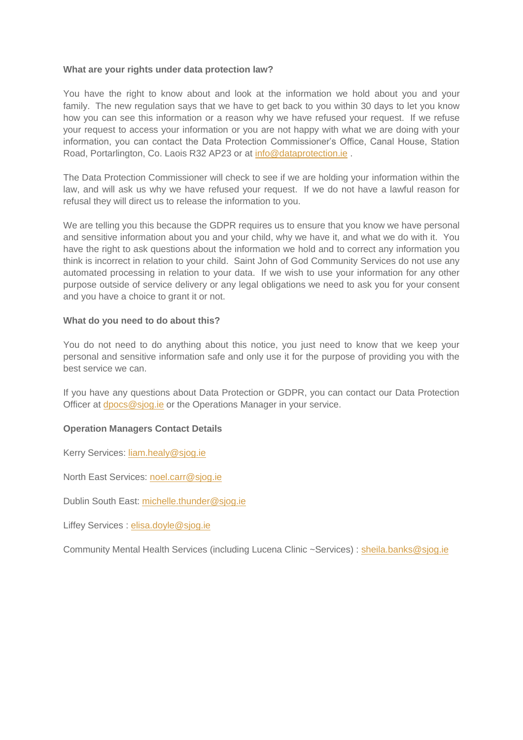**What are your rights under data protection law?**

You have the right to know about and look at the information we hold about you and your family. The new regulation says that we have to get back to you within 30 days to let you know how you can see this information or a reason why we have refused your request. If we refuse your request to access your information or you are not happy with what we are doing with your information, you can contact the Data Protection Commissioner's Office, Canal House, Station Road, Portarlington, Co. Laois R32 AP23 or at info@dataprotection.ie .

The Data Protection Commissioner will check to see if we are holding your information within the law, and will ask us why we have refused your request. If we do not have a lawful reason for refusal they will direct us to release the information to you.

We are telling you this because the GDPR requires us to ensure that you know we have personal and sensitive information about you and your child, why we have it, and what we do with it. You have the right to ask questions about the information we hold and to correct any information you think is incorrect in relation to your child. Saint John of God Community Services do not use any automated processing in relation to your data. If we wish to use your information for any other purpose outside of service delivery or any legal obligations we need to ask you for your consent and you have a choice to grant it or not.

**What do you need to do about this?**

You do not need to do anything about this notice, you just need to know that we keep your personal and sensitive information safe and only use it for the purpose of providing you with the best service we can.

If you have any questions about Data Protection or GDPR, you can contact our Data Protection Officer at dpocs@sjog.ie or the Operations Manager in your service.

**Operation Managers Contact Details**

Kerry Services: liam.healy@sjog.ie

North East Services: noel.carr@sjog.ie

Dublin South East: michelle.thunder@sjog.ie

Liffey Services : elisa.doyle@sjog.ie

Community Mental Health Services (including Lucena Clinic ~Services) : sheila.banks@sjog.ie